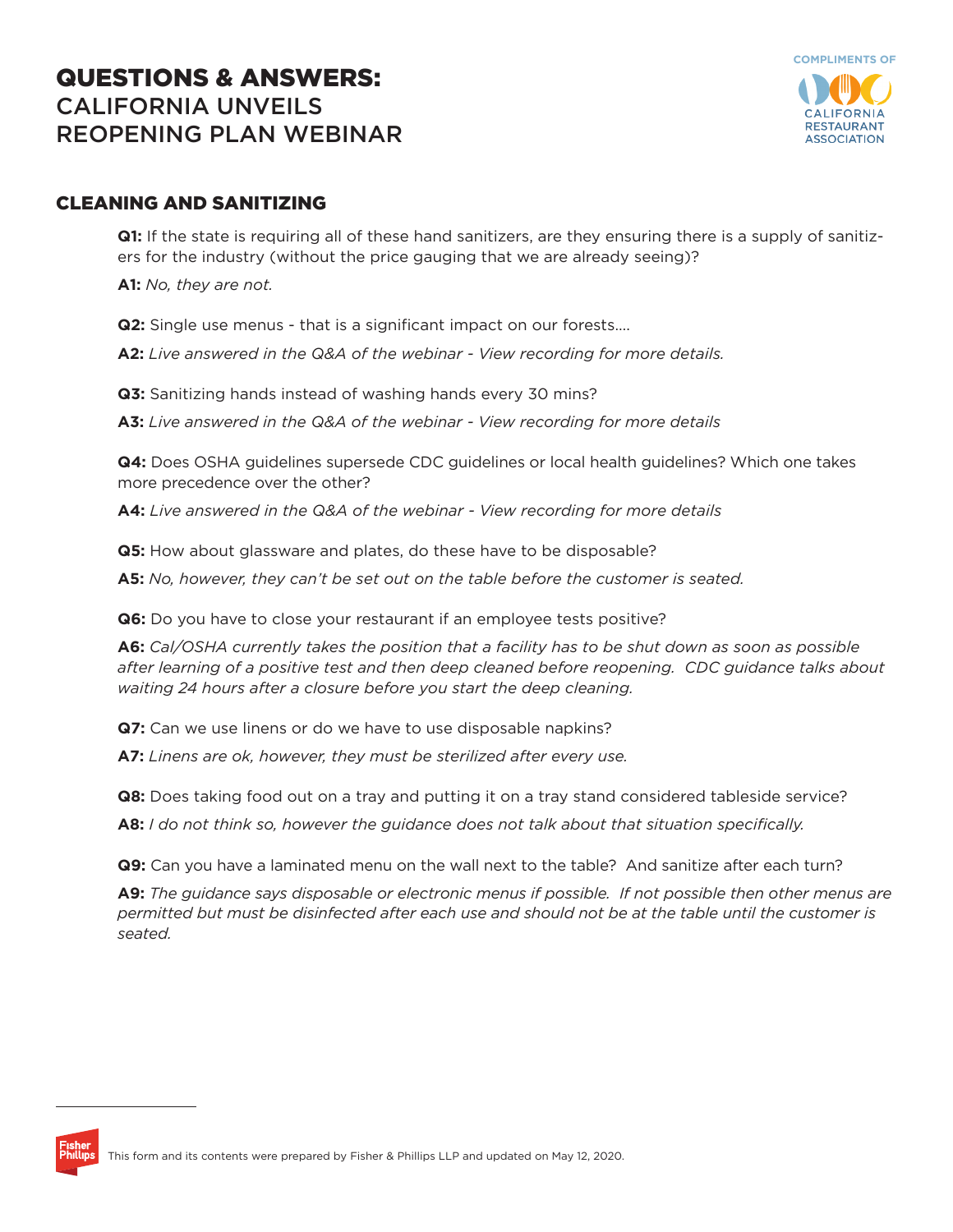# QUESTIONS & ANSWERS: CALIFORNIA UNVEILS REOPENING PLAN WEBINAR

COMPLIMENTS OF

CALIFORNIA RESTAURANT ASSOCIATION

## CLEANING AND SANITIZING

**Q1:** If the state is requiring all of these hand sanitizers, are they ensuring there is a supply of sanitizers for the industry (without the price gauging that we are already seeing)?

**A1:** *No, they are not.*

**Q2:** Single use menus - that is a significant impact on our forests....

**A2:** *Live answered in the Q&A of the webinar - View recording for more details.*

**Q3:** Sanitizing hands instead of washing hands every 30 mins?

**A3:** *Live answered in the Q&A of the webinar - View recording for more details*

**Q4:** Does OSHA guidelines supersede CDC guidelines or local health guidelines? Which one takes more precedence over the other?

**A4:** *Live answered in the Q&A of the webinar - View recording for more details*

**Q5:** How about glassware and plates, do these have to be disposable?

**A5:** *No, however, they can't be set out on the table before the customer is seated.*

**Q6:** Do you have to close your restaurant if an employee tests positive?

**A6:** *Cal/OSHA currently takes the position that a facility has to be shut down as soon as possible after learning of a positive test and then deep cleaned before reopening. CDC guidance talks about waiting 24 hours after a closure before you start the deep cleaning.*

**Q7:** Can we use linens or do we have to use disposable napkins?

**A7:** *Linens are ok, however, they must be sterilized after every use.*

**Q8:** Does taking food out on a tray and putting it on a tray stand considered tableside service?

**A8:** *I do not think so, however the guidance does not talk about that situation specifically.*

**Q9:** Can you have a laminated menu on the wall next to the table? And sanitize after each turn?

**A9:** *The guidance says disposable or electronic menus if possible. If not possible then other menus are permitted but must be disinfected after each use and should not be at the table until the customer is seated.*

This form and its contents were prepared by Fisher & Phillips LLP and updated on May 12, 2020.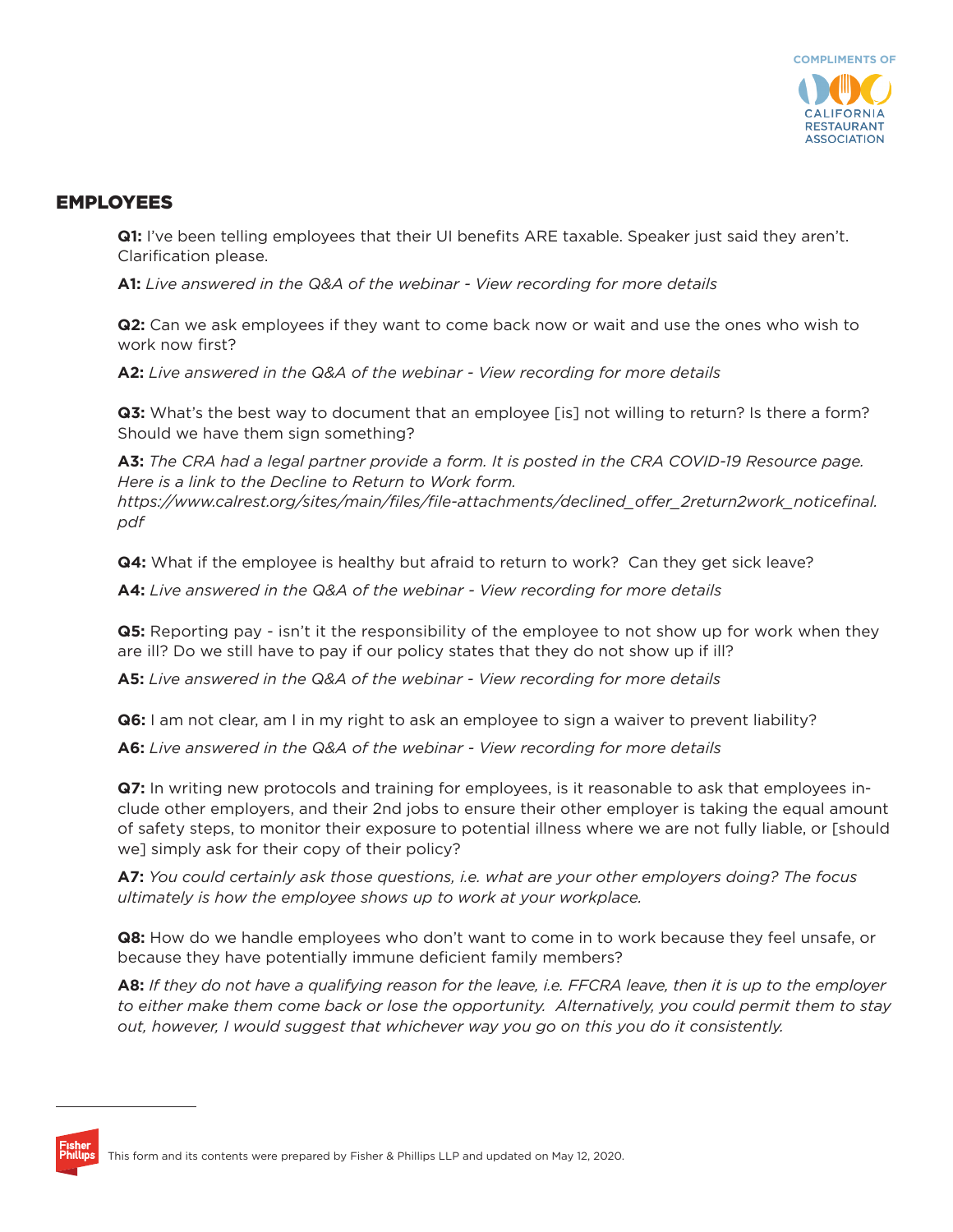## EMPLOYEES

**Q1:** I've been telling employees that their UI benefits ARE taxable. Speaker just said they aren't. Clarification please.

**A1:** *Live answered in the Q&A of the webinar - View recording for more details*

**Q2:** Can we ask employees if they want to come back now or wait and use the ones who wish to work now first?

**A2:** *Live answered in the Q&A of the webinar - View recording for more details*

**Q3:** What's the best way to document that an employee [is] not willing to return? Is there a form? Should we have them sign something?

**A3:** *The CRA had a legal partner provide a form. It is posted in the CRA COVID-19 Resource page. Here is a link to the Decline to Return to Work form. https://www.calrest.org/sites/main/files/file-attachments/declined_offer_2return2work_noticefinal.pdf*

**Q4:** What if the employee is healthy but afraid to return to work? Can they get sick leave?

**A4:** *Live answered in the Q&A of the webinar - View recording for more details*

**Q5:** Reporting pay - isn't it the responsibility of the employee to not show up for work when they are ill? Do we still have to pay if our policy states that they do not show up if ill?

**A5:** *Live answered in the Q&A of the webinar - View recording for more details*

**Q6:** I am not clear, am I in my right to ask an employee to sign a waiver to prevent liability?

**A6:** *Live answered in the Q&A of the webinar - View recording for more details*

**Q7:** In writing new protocols and training for employees, is it reasonable to ask that employees include other employers, and their 2nd jobs to ensure their other employer is taking the equal amount of safety steps, to monitor their exposure to potential illness where we are not fully liable, or [should we] simply ask for their copy of their policy?

**A7:** *You could certainly ask those questions, i.e. what are your other employers doing? The focus ultimately is how the employee shows up to work at your workplace.*

**Q8:** How do we handle employees who don't want to come in to work because they feel unsafe, or because they have potentially immune deficient family members?

**A8:** *If they do not have a qualifying reason for the leave, i.e. FFCRA leave, then it is up to the employer to either make them come back or lose the opportunity. Alternatively, you could permit them to stay out, however, I would suggest that whichever way you go on this you do it consistently.*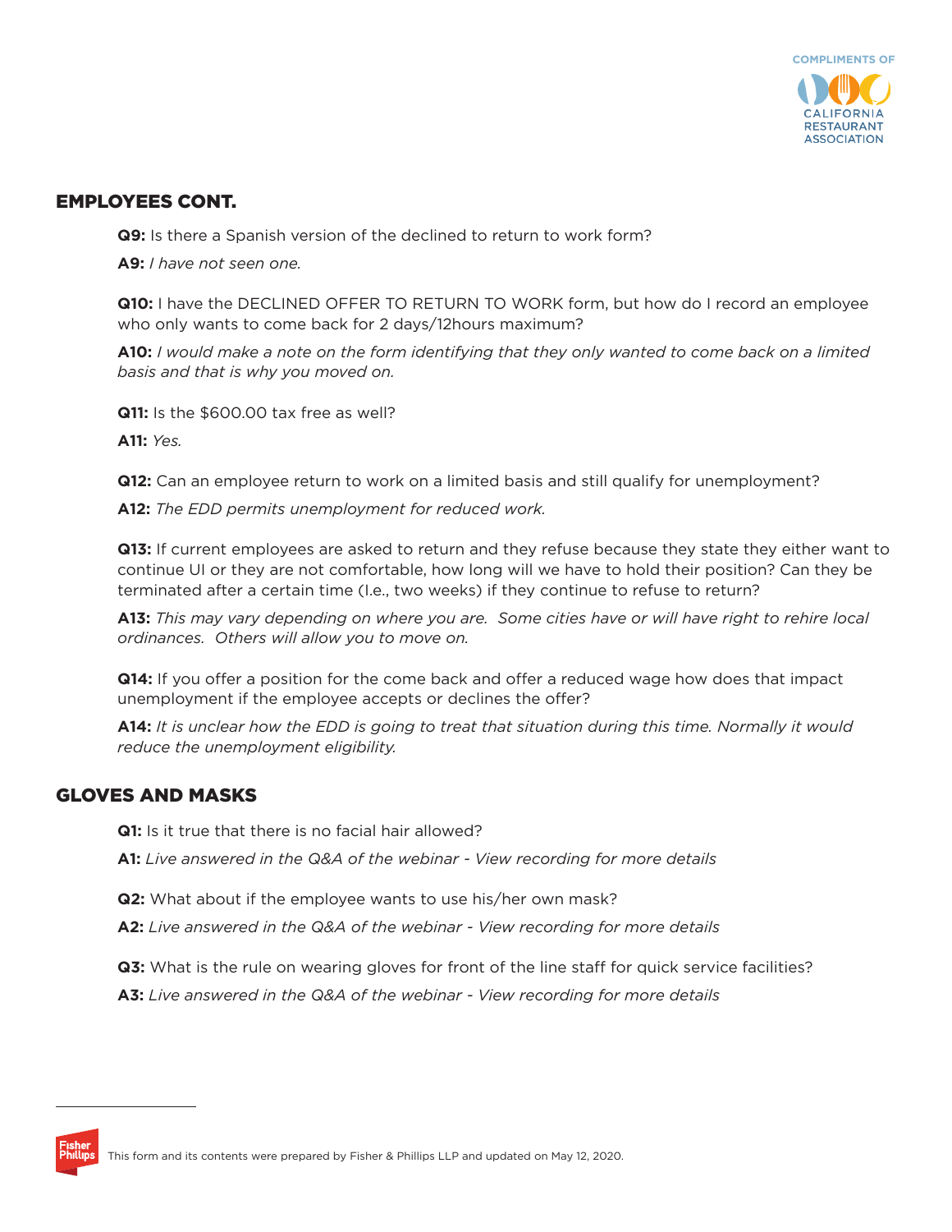## EMPLOYEES CONT.

**Q9:** Is there a Spanish version of the declined to return to work form?

**A9:** *I have not seen one.*

**Q10:** I have the DECLINED OFFER TO RETURN TO WORK form, but how do I record an employee who only wants to come back for 2 days/12hours maximum?

**A10:** *I would make a note on the form identifying that they only wanted to come back on a limited basis and that is why you moved on.*

**Q11:** Is the $600.00 tax free as well?

**A11:** *Yes.*

**Q12:** Can an employee return to work on a limited basis and still qualify for unemployment?

**A12:** *The EDD permits unemployment for reduced work.*

**Q13:** If current employees are asked to return and they refuse because they state they either want to continue UI or they are not comfortable, how long will we have to hold their position? Can they be terminated after a certain time (I.e., two weeks) if they continue to refuse to return?

**A13:** *This may vary depending on where you are. Some cities have or will have right to rehire local ordinances. Others will allow you to move on.*

**Q14:** If you offer a position for the come back and offer a reduced wage how does that impact unemployment if the employee accepts or declines the offer?

**A14:** *It is unclear how the EDD is going to treat that situation during this time. Normally it would reduce the unemployment eligibility.*

## GLOVES AND MASKS

**Q1:** Is it true that there is no facial hair allowed?

**A1:** *Live answered in the Q&A of the webinar - View recording for more details*

**Q2:** What about if the employee wants to use his/her own mask?

**A2:** *Live answered in the Q&A of the webinar - View recording for more details*

**Q3:** What is the rule on wearing gloves for front of the line staff for quick service facilities?

**A3:** *Live answered in the Q&A of the webinar - View recording for more details*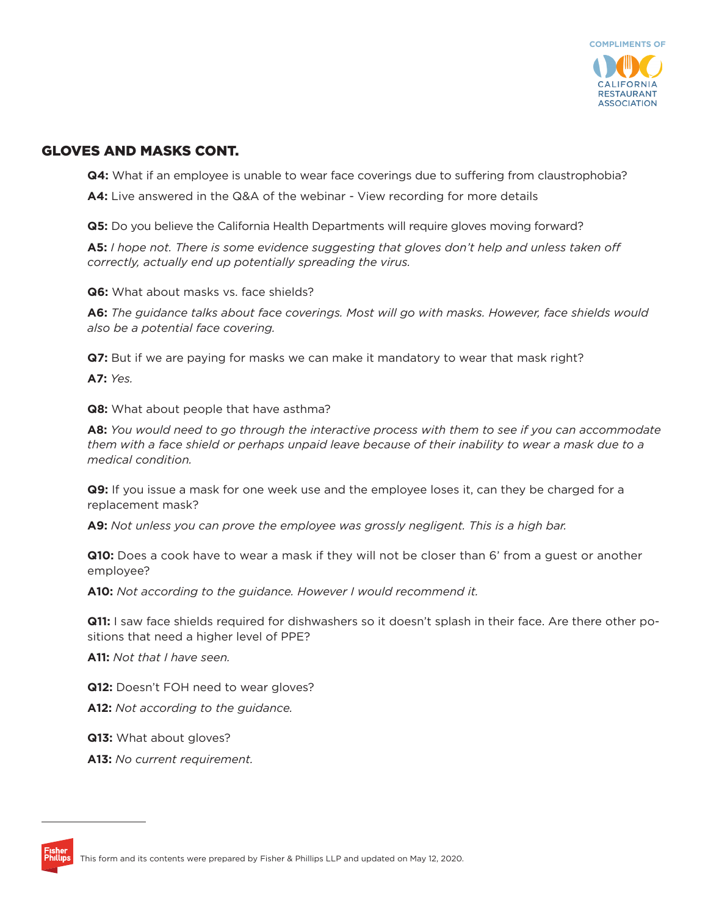## GLOVES AND MASKS CONT.

**Q4:** What if an employee is unable to wear face coverings due to suffering from claustrophobia?

**A4:** Live answered in the Q&A of the webinar - View recording for more details

**Q5:** Do you believe the California Health Departments will require gloves moving forward?

**A5:** *I hope not. There is some evidence suggesting that gloves don't help and unless taken off correctly, actually end up potentially spreading the virus.*

**Q6:** What about masks vs. face shields?

**A6:** *The guidance talks about face coverings. Most will go with masks. However, face shields would also be a potential face covering.*

**Q7:** But if we are paying for masks we can make it mandatory to wear that mask right?

**A7:** *Yes.*

**Q8:** What about people that have asthma?

**A8:** *You would need to go through the interactive process with them to see if you can accommodate them with a face shield or perhaps unpaid leave because of their inability to wear a mask due to a medical condition.*

**Q9:** If you issue a mask for one week use and the employee loses it, can they be charged for a replacement mask?

**A9:** *Not unless you can prove the employee was grossly negligent. This is a high bar.*

**Q10:** Does a cook have to wear a mask if they will not be closer than 6' from a guest or another employee?

**A10:** *Not according to the guidance. However I would recommend it.*

**Q11:** I saw face shields required for dishwashers so it doesn't splash in their face. Are there other positions that need a higher level of PPE?

**A11:** *Not that I have seen.*

**Q12:** Doesn't FOH need to wear gloves?

**A12:** *Not according to the guidance.*

**Q13:** What about gloves?

**A13:** *No current requirement.*

This form and its contents were prepared by Fisher & Phillips LLP and updated on May 12, 2020.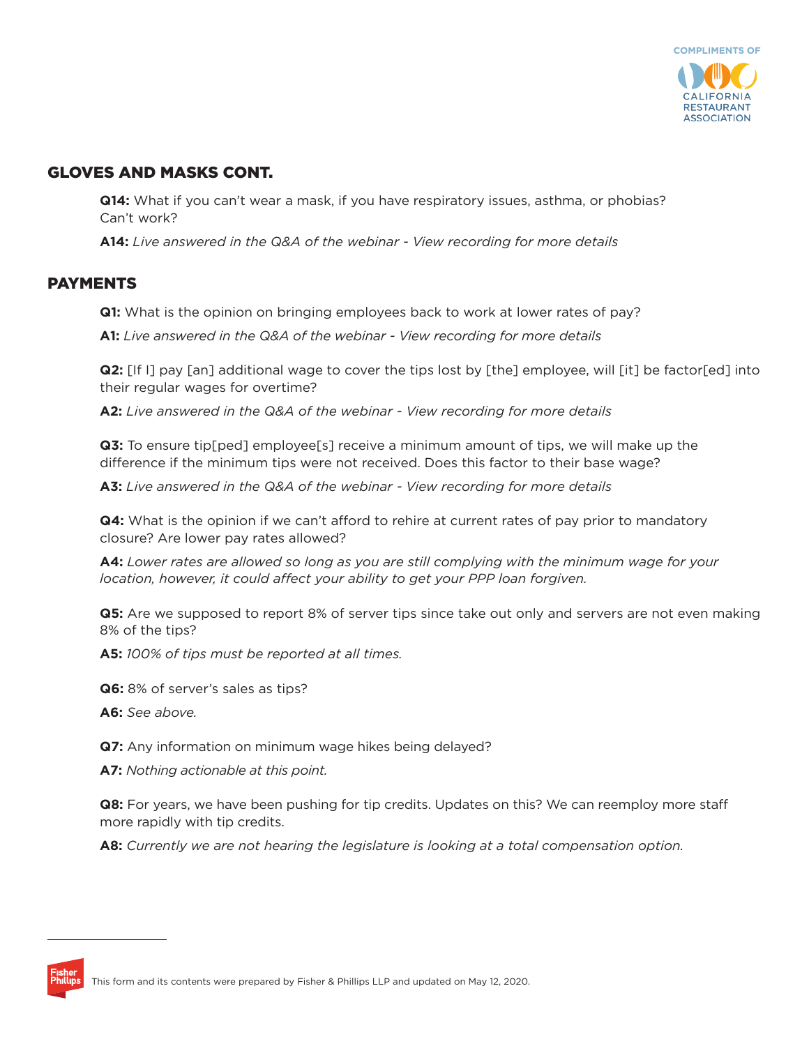## GLOVES AND MASKS CONT.

**Q14:** What if you can't wear a mask, if you have respiratory issues, asthma, or phobias? Can't work?

**A14:** *Live answered in the Q&A of the webinar - View recording for more details*

## PAYMENTS

**Q1:** What is the opinion on bringing employees back to work at lower rates of pay?

**A1:** *Live answered in the Q&A of the webinar - View recording for more details*

**Q2:** [If I] pay [an] additional wage to cover the tips lost by [the] employee, will [it] be factor[ed] into their regular wages for overtime?

**A2:** *Live answered in the Q&A of the webinar - View recording for more details*

**Q3:** To ensure tip[ped] employee[s] receive a minimum amount of tips, we will make up the difference if the minimum tips were not received. Does this factor to their base wage?

**A3:** *Live answered in the Q&A of the webinar - View recording for more details*

**Q4:** What is the opinion if we can't afford to rehire at current rates of pay prior to mandatory closure? Are lower pay rates allowed?

**A4:** *Lower rates are allowed so long as you are still complying with the minimum wage for your location, however, it could affect your ability to get your PPP loan forgiven.*

**Q5:** Are we supposed to report 8% of server tips since take out only and servers are not even making 8% of the tips?

**A5:** *100% of tips must be reported at all times.*

**Q6:** 8% of server's sales as tips?

**A6:** *See above.*

**Q7:** Any information on minimum wage hikes being delayed?

**A7:** *Nothing actionable at this point.*

**Q8:** For years, we have been pushing for tip credits. Updates on this? We can reemploy more staff more rapidly with tip credits.

**A8:** *Currently we are not hearing the legislature is looking at a total compensation option.*

This form and its contents were prepared by Fisher & Phillips LLP and updated on May 12, 2020.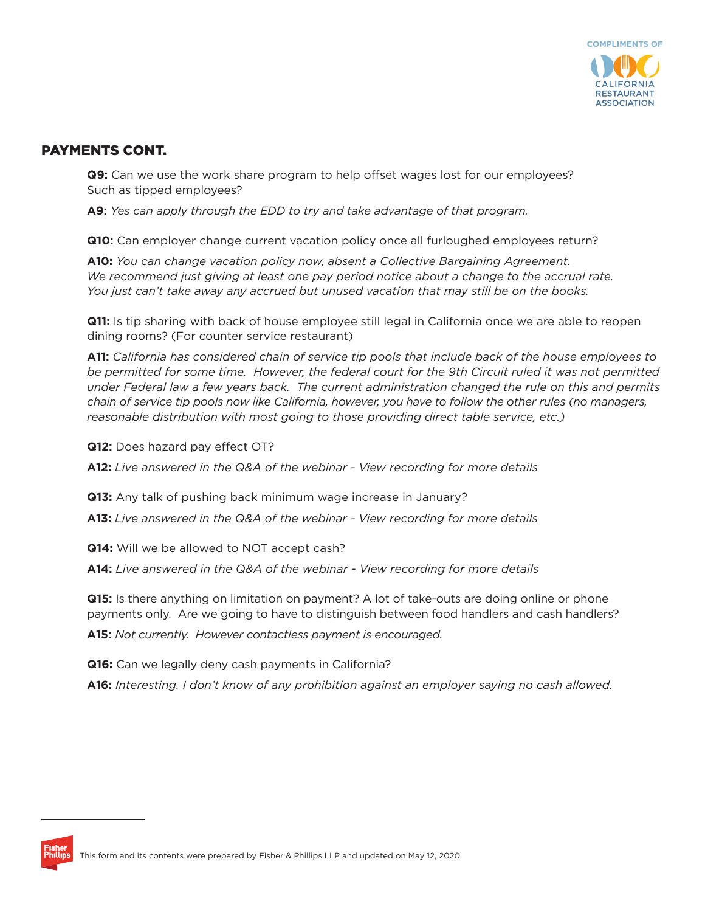## PAYMENTS CONT.

**Q9:** Can we use the work share program to help offset wages lost for our employees? Such as tipped employees?

**A9:** *Yes can apply through the EDD to try and take advantage of that program.*

**Q10:** Can employer change current vacation policy once all furloughed employees return?

**A10:** *You can change vacation policy now, absent a Collective Bargaining Agreement. We recommend just giving at least one pay period notice about a change to the accrual rate. You just can't take away any accrued but unused vacation that may still be on the books.*

**Q11:** Is tip sharing with back of house employee still legal in California once we are able to reopen dining rooms? (For counter service restaurant)

**A11:** *California has considered chain of service tip pools that include back of the house employees to be permitted for some time. However, the federal court for the 9th Circuit ruled it was not permitted under Federal law a few years back. The current administration changed the rule on this and permits chain of service tip pools now like California, however, you have to follow the other rules (no managers, reasonable distribution with most going to those providing direct table service, etc.)*

**Q12:** Does hazard pay effect OT?

**A12:** *Live answered in the Q&A of the webinar - View recording for more details*

**Q13:** Any talk of pushing back minimum wage increase in January?

**A13:** *Live answered in the Q&A of the webinar - View recording for more details*

**Q14:** Will we be allowed to NOT accept cash?

**A14:** *Live answered in the Q&A of the webinar - View recording for more details*

**Q15:** Is there anything on limitation on payment? A lot of take-outs are doing online or phone payments only. Are we going to have to distinguish between food handlers and cash handlers?

**A15:** *Not currently. However contactless payment is encouraged.*

**Q16:** Can we legally deny cash payments in California?

**A16:** *Interesting. I don't know of any prohibition against an employer saying no cash allowed.*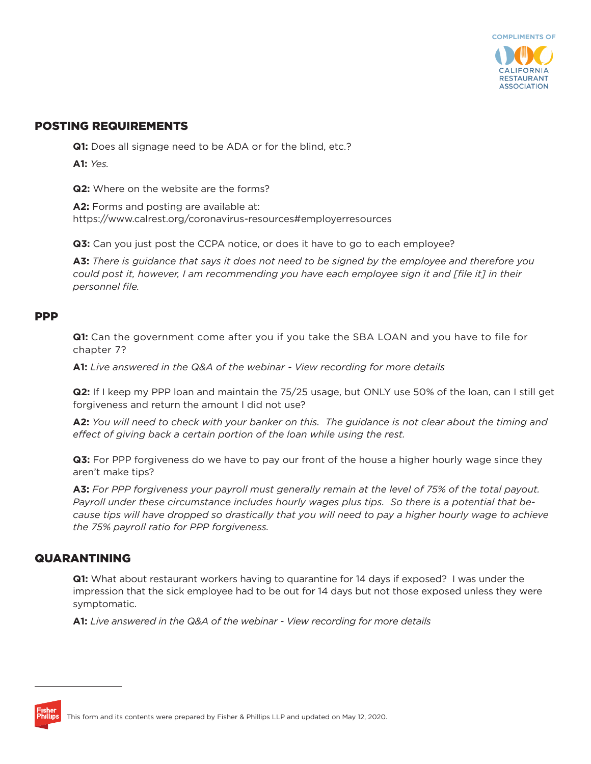## POSTING REQUIREMENTS

**Q1:** Does all signage need to be ADA or for the blind, etc.?

**A1:** *Yes.*

**Q2:** Where on the website are the forms?

**A2:** Forms and posting are available at: https://www.calrest.org/coronavirus-resources#employerresources

**Q3:** Can you just post the CCPA notice, or does it have to go to each employee?

**A3:** *There is guidance that says it does not need to be signed by the employee and therefore you could post it, however, I am recommending you have each employee sign it and [file it] in their personnel file.*

## PPP

**Q1:** Can the government come after you if you take the SBA LOAN and you have to file for chapter 7?

**A1:** *Live answered in the Q&A of the webinar - View recording for more details*

**Q2:** If I keep my PPP loan and maintain the 75/25 usage, but ONLY use 50% of the loan, can I still get forgiveness and return the amount I did not use?

**A2:** *You will need to check with your banker on this. The guidance is not clear about the timing and effect of giving back a certain portion of the loan while using the rest.*

**Q3:** For PPP forgiveness do we have to pay our front of the house a higher hourly wage since they aren't make tips?

**A3:** *For PPP forgiveness your payroll must generally remain at the level of 75% of the total payout. Payroll under these circumstance includes hourly wages plus tips. So there is a potential that because tips will have dropped so drastically that you will need to pay a higher hourly wage to achieve the 75% payroll ratio for PPP forgiveness.*

## QUARANTINING

**Q1:** What about restaurant workers having to quarantine for 14 days if exposed? I was under the impression that the sick employee had to be out for 14 days but not those exposed unless they were symptomatic.

**A1:** *Live answered in the Q&A of the webinar - View recording for more details*

This form and its contents were prepared by Fisher & Phillips LLP and updated on May 12, 2020.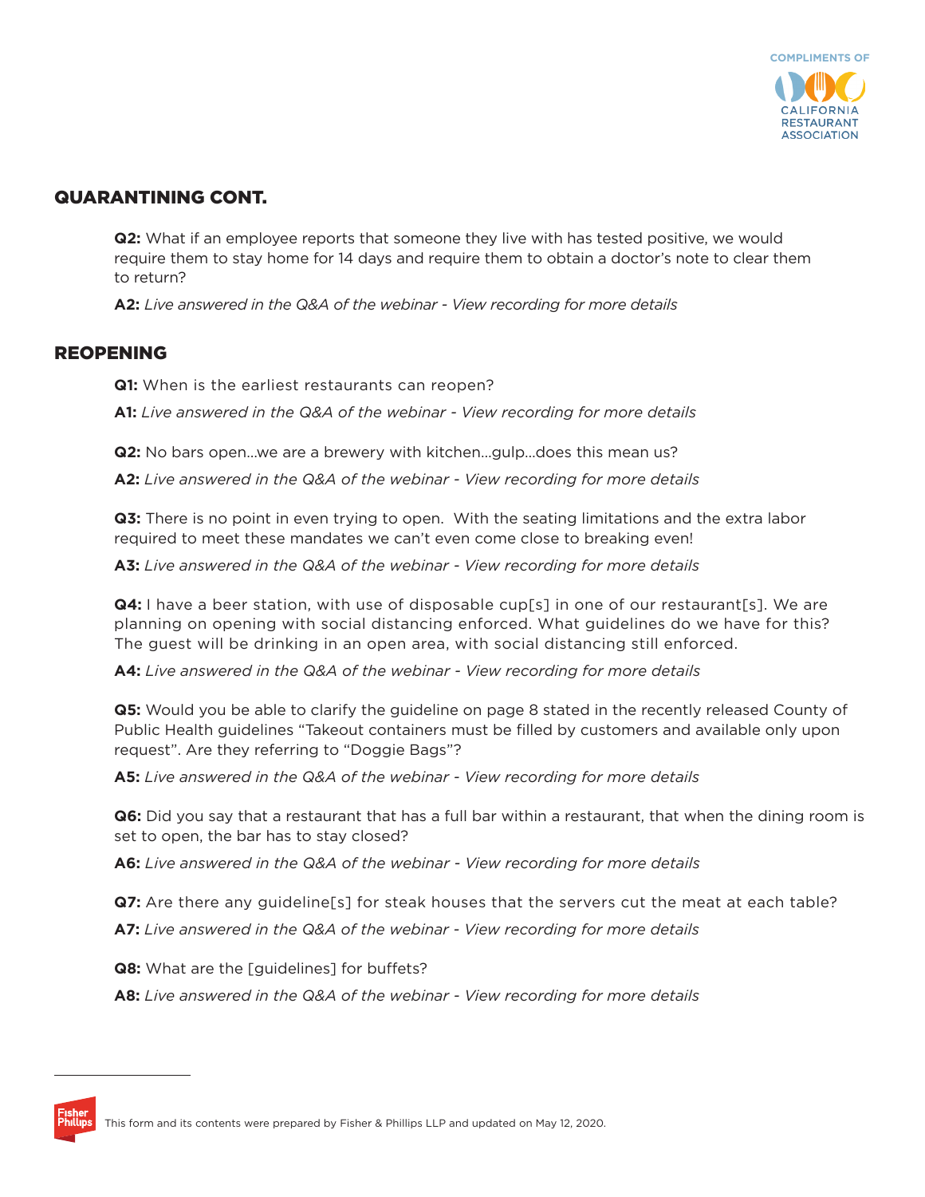## QUARANTINING CONT.

**Q2:** What if an employee reports that someone they live with has tested positive, we would require them to stay home for 14 days and require them to obtain a doctor's note to clear them to return?

**A2:** *Live answered in the Q&A of the webinar - View recording for more details*

## REOPENING

**Q1:** When is the earliest restaurants can reopen?

**A1:** *Live answered in the Q&A of the webinar - View recording for more details*

**Q2:** No bars open...we are a brewery with kitchen...gulp...does this mean us?

**A2:** *Live answered in the Q&A of the webinar - View recording for more details*

**Q3:** There is no point in even trying to open. With the seating limitations and the extra labor required to meet these mandates we can't even come close to breaking even!

**A3:** *Live answered in the Q&A of the webinar - View recording for more details*

**Q4:** I have a beer station, with use of disposable cup[s] in one of our restaurant[s]. We are planning on opening with social distancing enforced. What guidelines do we have for this? The guest will be drinking in an open area, with social distancing still enforced.

**A4:** *Live answered in the Q&A of the webinar - View recording for more details*

**Q5:** Would you be able to clarify the guideline on page 8 stated in the recently released County of Public Health guidelines "Takeout containers must be filled by customers and available only upon request". Are they referring to "Doggie Bags"?

**A5:** *Live answered in the Q&A of the webinar - View recording for more details*

**Q6:** Did you say that a restaurant that has a full bar within a restaurant, that when the dining room is set to open, the bar has to stay closed?

**A6:** *Live answered in the Q&A of the webinar - View recording for more details*

**Q7:** Are there any guideline[s] for steak houses that the servers cut the meat at each table?

**A7:** *Live answered in the Q&A of the webinar - View recording for more details*

**Q8:** What are the [guidelines] for buffets?

**A8:** *Live answered in the Q&A of the webinar - View recording for more details*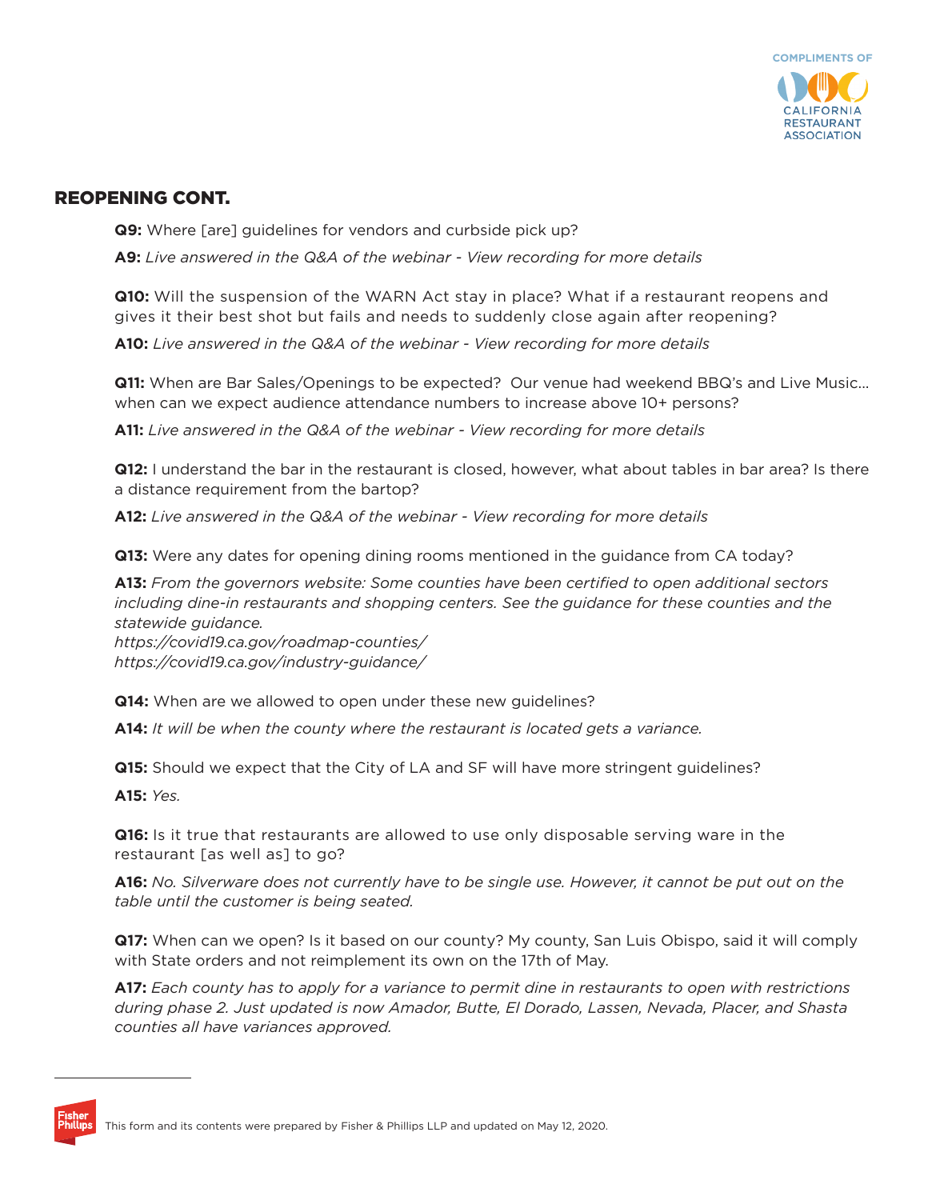## REOPENING CONT.

**Q9:** Where [are] guidelines for vendors and curbside pick up?

**A9:** *Live answered in the Q&A of the webinar - View recording for more details*

**Q10:** Will the suspension of the WARN Act stay in place? What if a restaurant reopens and gives it their best shot but fails and needs to suddenly close again after reopening?

**A10:** *Live answered in the Q&A of the webinar - View recording for more details*

**Q11:** When are Bar Sales/Openings to be expected? Our venue had weekend BBQ's and Live Music… when can we expect audience attendance numbers to increase above 10+ persons?

**A11:** *Live answered in the Q&A of the webinar - View recording for more details*

**Q12:** I understand the bar in the restaurant is closed, however, what about tables in bar area? Is there a distance requirement from the bartop?

**A12:** *Live answered in the Q&A of the webinar - View recording for more details*

**Q13:** Were any dates for opening dining rooms mentioned in the guidance from CA today?

**A13:** *From the governors website: Some counties have been certified to open additional sectors including dine-in restaurants and shopping centers. See the guidance for these counties and the statewide guidance.*
*https://covid19.ca.gov/roadmap-counties/*
*https://covid19.ca.gov/industry-guidance/*

**Q14:** When are we allowed to open under these new guidelines?

**A14:** *It will be when the county where the restaurant is located gets a variance.*

**Q15:** Should we expect that the City of LA and SF will have more stringent guidelines?

**A15:** *Yes.*

**Q16:** Is it true that restaurants are allowed to use only disposable serving ware in the restaurant [as well as] to go?

**A16:** *No. Silverware does not currently have to be single use. However, it cannot be put out on the table until the customer is being seated.*

**Q17:** When can we open? Is it based on our county? My county, San Luis Obispo, said it will comply with State orders and not reimplement its own on the 17th of May.

**A17:** *Each county has to apply for a variance to permit dine in restaurants to open with restrictions during phase 2. Just updated is now Amador, Butte, El Dorado, Lassen, Nevada, Placer, and Shasta counties all have variances approved.*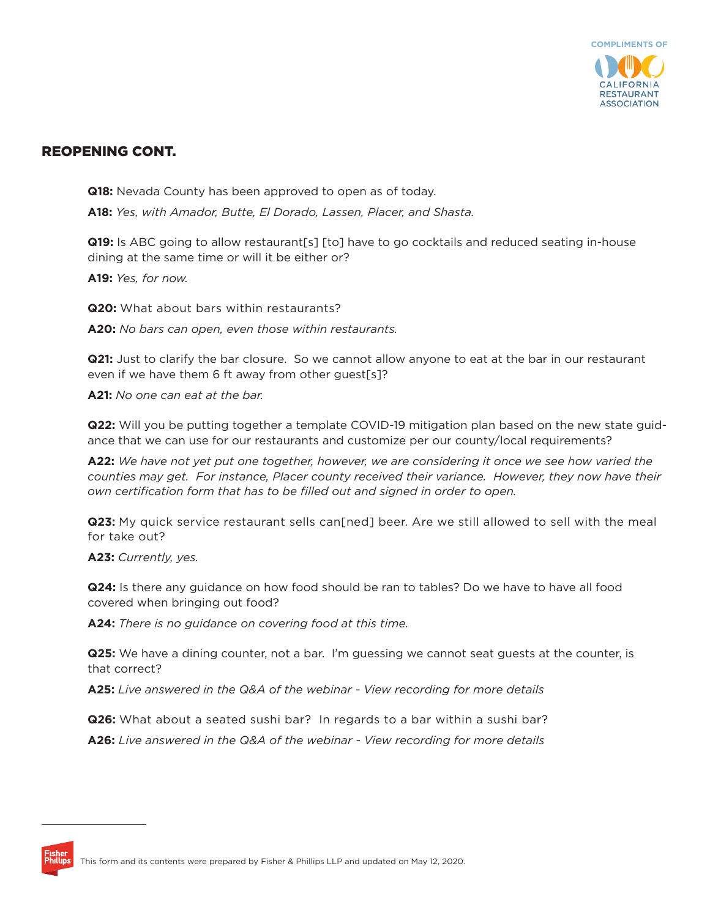## REOPENING CONT.

**Q18:** Nevada County has been approved to open as of today.

**A18:** *Yes, with Amador, Butte, El Dorado, Lassen, Placer, and Shasta.*

**Q19:** Is ABC going to allow restaurant[s] [to] have to go cocktails and reduced seating in-house dining at the same time or will it be either or?

**A19:** *Yes, for now.*

**Q20:** What about bars within restaurants?

**A20:** *No bars can open, even those within restaurants.*

**Q21:** Just to clarify the bar closure. So we cannot allow anyone to eat at the bar in our restaurant even if we have them 6 ft away from other guest[s]?

**A21:** *No one can eat at the bar.*

**Q22:** Will you be putting together a template COVID-19 mitigation plan based on the new state guidance that we can use for our restaurants and customize per our county/local requirements?

**A22:** *We have not yet put one together, however, we are considering it once we see how varied the counties may get. For instance, Placer county received their variance. However, they now have their own certification form that has to be filled out and signed in order to open.*

**Q23:** My quick service restaurant sells can[ned] beer. Are we still allowed to sell with the meal for take out?

**A23:** *Currently, yes.*

**Q24:** Is there any guidance on how food should be ran to tables? Do we have to have all food covered when bringing out food?

**A24:** *There is no guidance on covering food at this time.*

**Q25:** We have a dining counter, not a bar. I'm guessing we cannot seat guests at the counter, is that correct?

**A25:** *Live answered in the Q&A of the webinar - View recording for more details*

**Q26:** What about a seated sushi bar? In regards to a bar within a sushi bar?

**A26:** *Live answered in the Q&A of the webinar - View recording for more details*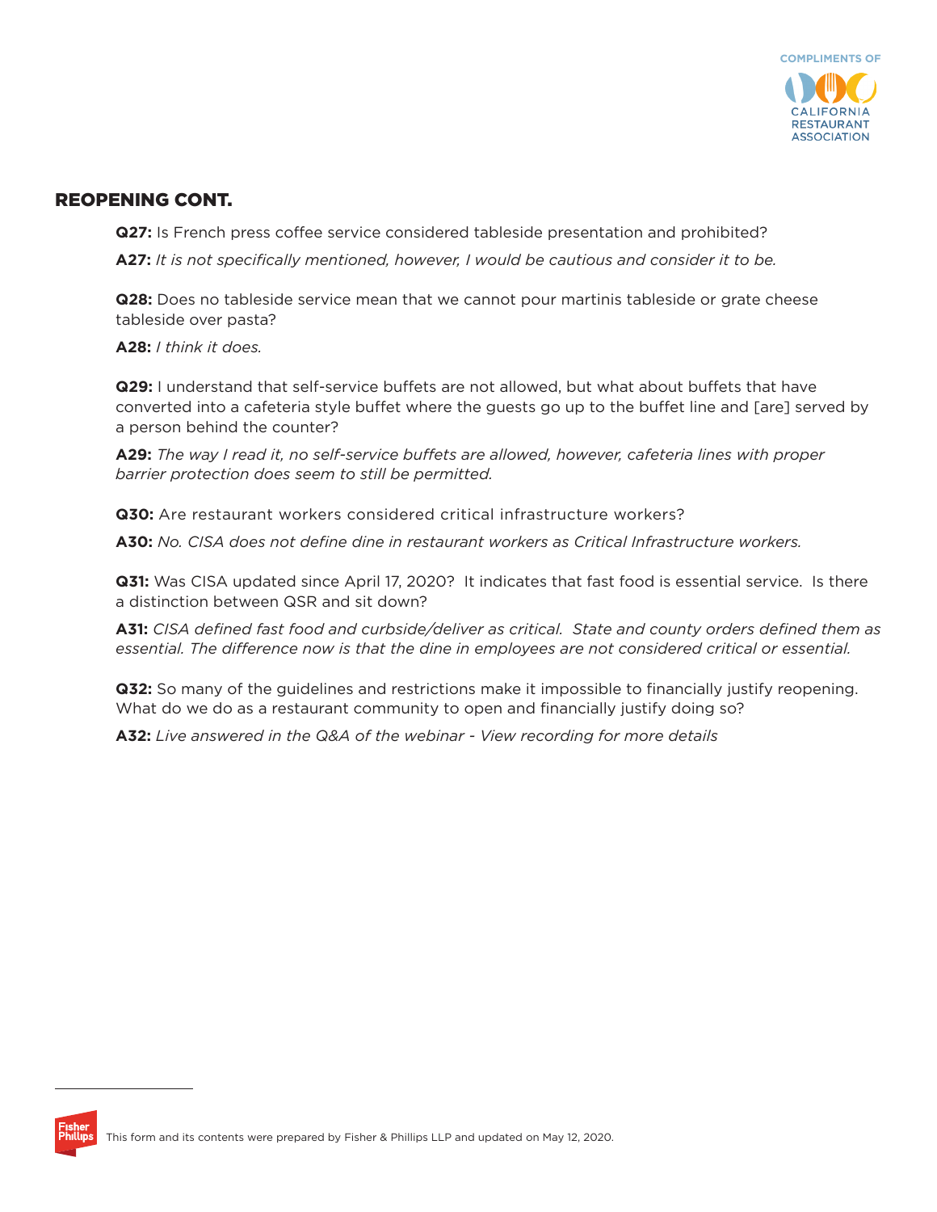## REOPENING CONT.

**Q27:** Is French press coffee service considered tableside presentation and prohibited?

**A27:** *It is not specifically mentioned, however, I would be cautious and consider it to be.*

**Q28:** Does no tableside service mean that we cannot pour martinis tableside or grate cheese tableside over pasta?

**A28:** *I think it does.*

**Q29:** I understand that self-service buffets are not allowed, but what about buffets that have converted into a cafeteria style buffet where the guests go up to the buffet line and [are] served by a person behind the counter?

**A29:** *The way I read it, no self-service buffets are allowed, however, cafeteria lines with proper barrier protection does seem to still be permitted.*

**Q30:** Are restaurant workers considered critical infrastructure workers?

**A30:** *No. CISA does not define dine in restaurant workers as Critical Infrastructure workers.*

**Q31:** Was CISA updated since April 17, 2020? It indicates that fast food is essential service. Is there a distinction between QSR and sit down?

**A31:** *CISA defined fast food and curbside/deliver as critical. State and county orders defined them as essential. The difference now is that the dine in employees are not considered critical or essential.*

**Q32:** So many of the guidelines and restrictions make it impossible to financially justify reopening. What do we do as a restaurant community to open and financially justify doing so?

**A32:** *Live answered in the Q&A of the webinar - View recording for more details*

This form and its contents were prepared by Fisher & Phillips LLP and updated on May 12, 2020.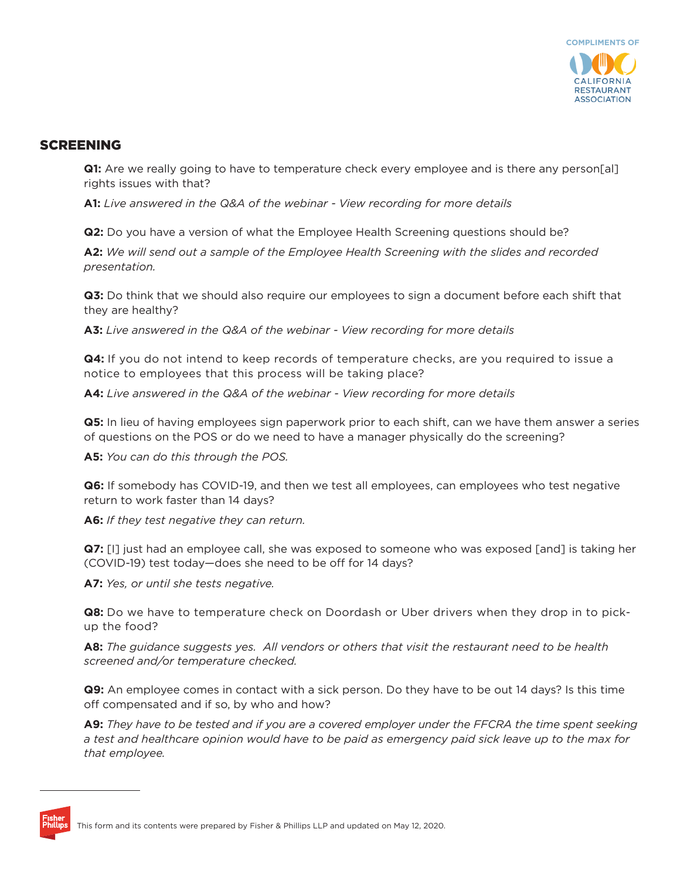COMPLIMENTS OF

CALIFORNIA RESTAURANT ASSOCIATION

## SCREENING

**Q1:** Are we really going to have to temperature check every employee and is there any person[al] rights issues with that?

**A1:** *Live answered in the Q&A of the webinar - View recording for more details*

**Q2:** Do you have a version of what the Employee Health Screening questions should be?

**A2:** *We will send out a sample of the Employee Health Screening with the slides and recorded presentation.*

**Q3:** Do think that we should also require our employees to sign a document before each shift that they are healthy?

**A3:** *Live answered in the Q&A of the webinar - View recording for more details*

**Q4:** If you do not intend to keep records of temperature checks, are you required to issue a notice to employees that this process will be taking place?

**A4:** *Live answered in the Q&A of the webinar - View recording for more details*

**Q5:** In lieu of having employees sign paperwork prior to each shift, can we have them answer a series of questions on the POS or do we need to have a manager physically do the screening?

**A5:** *You can do this through the POS.*

**Q6:** If somebody has COVID-19, and then we test all employees, can employees who test negative return to work faster than 14 days?

**A6:** *If they test negative they can return.*

**Q7:** [I] just had an employee call, she was exposed to someone who was exposed [and] is taking her (COVID-19) test today—does she need to be off for 14 days?

**A7:** *Yes, or until she tests negative.*

**Q8:** Do we have to temperature check on Doordash or Uber drivers when they drop in to pick-up the food?

**A8:** *The guidance suggests yes. All vendors or others that visit the restaurant need to be health screened and/or temperature checked.*

**Q9:** An employee comes in contact with a sick person. Do they have to be out 14 days? Is this time off compensated and if so, by who and how?

**A9:** *They have to be tested and if you are a covered employer under the FFCRA the time spent seeking a test and healthcare opinion would have to be paid as emergency paid sick leave up to the max for that employee.*

This form and its contents were prepared by Fisher & Phillips LLP and updated on May 12, 2020.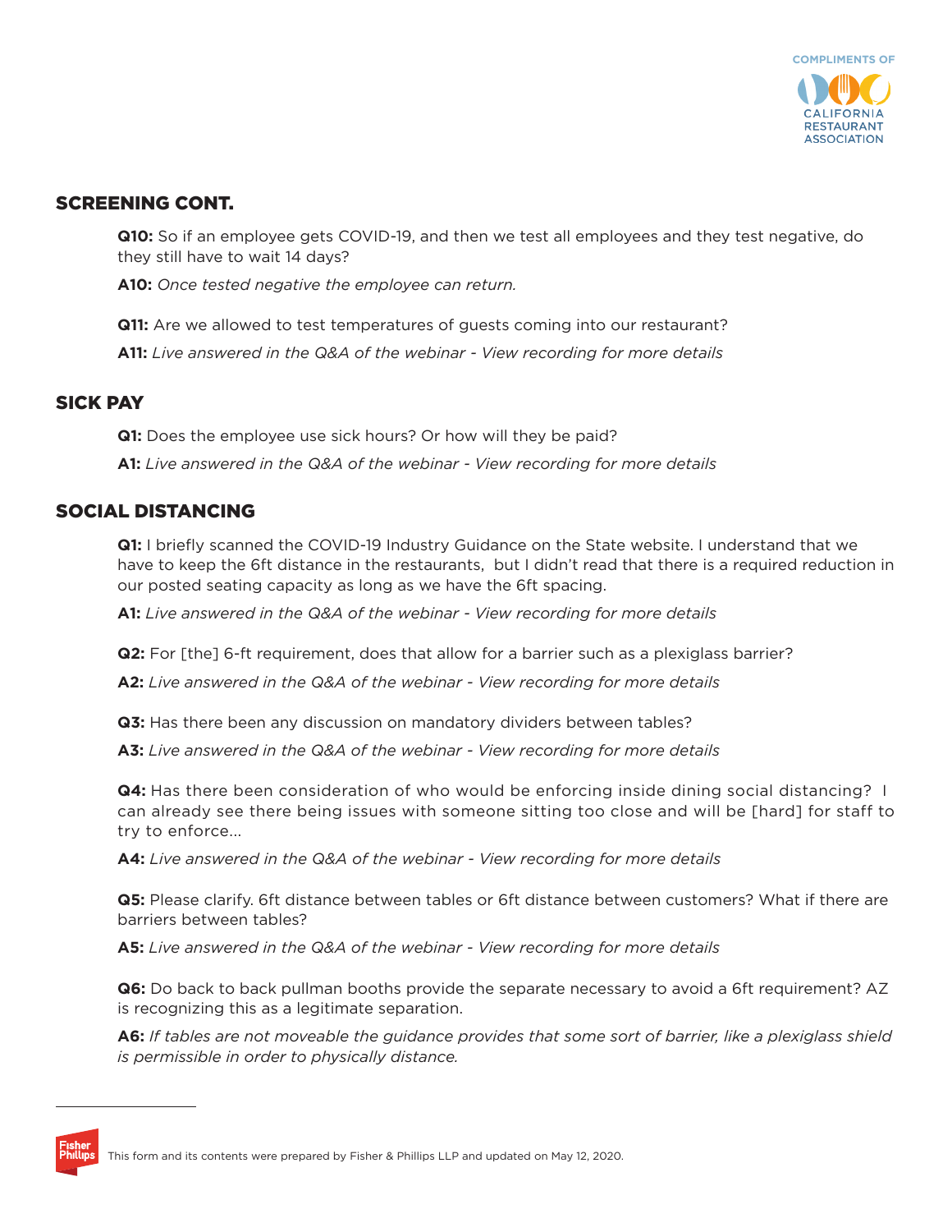## SCREENING CONT.

**Q10:** So if an employee gets COVID-19, and then we test all employees and they test negative, do they still have to wait 14 days?

**A10:** *Once tested negative the employee can return.*

**Q11:** Are we allowed to test temperatures of guests coming into our restaurant?

**A11:** *Live answered in the Q&A of the webinar - View recording for more details*

## SICK PAY

**Q1:** Does the employee use sick hours? Or how will they be paid?

**A1:** *Live answered in the Q&A of the webinar - View recording for more details*

## SOCIAL DISTANCING

**Q1:** I briefly scanned the COVID-19 Industry Guidance on the State website. I understand that we have to keep the 6ft distance in the restaurants, but I didn't read that there is a required reduction in our posted seating capacity as long as we have the 6ft spacing.

**A1:** *Live answered in the Q&A of the webinar - View recording for more details*

**Q2:** For [the] 6-ft requirement, does that allow for a barrier such as a plexiglass barrier?

**A2:** *Live answered in the Q&A of the webinar - View recording for more details*

**Q3:** Has there been any discussion on mandatory dividers between tables?

**A3:** *Live answered in the Q&A of the webinar - View recording for more details*

**Q4:** Has there been consideration of who would be enforcing inside dining social distancing? I can already see there being issues with someone sitting too close and will be [hard] for staff to try to enforce...

**A4:** *Live answered in the Q&A of the webinar - View recording for more details*

**Q5:** Please clarify. 6ft distance between tables or 6ft distance between customers? What if there are barriers between tables?

**A5:** *Live answered in the Q&A of the webinar - View recording for more details*

**Q6:** Do back to back pullman booths provide the separate necessary to avoid a 6ft requirement? AZ is recognizing this as a legitimate separation.

**A6:** *If tables are not moveable the guidance provides that some sort of barrier, like a plexiglass shield is permissible in order to physically distance.*

This form and its contents were prepared by Fisher & Phillips LLP and updated on May 12, 2020.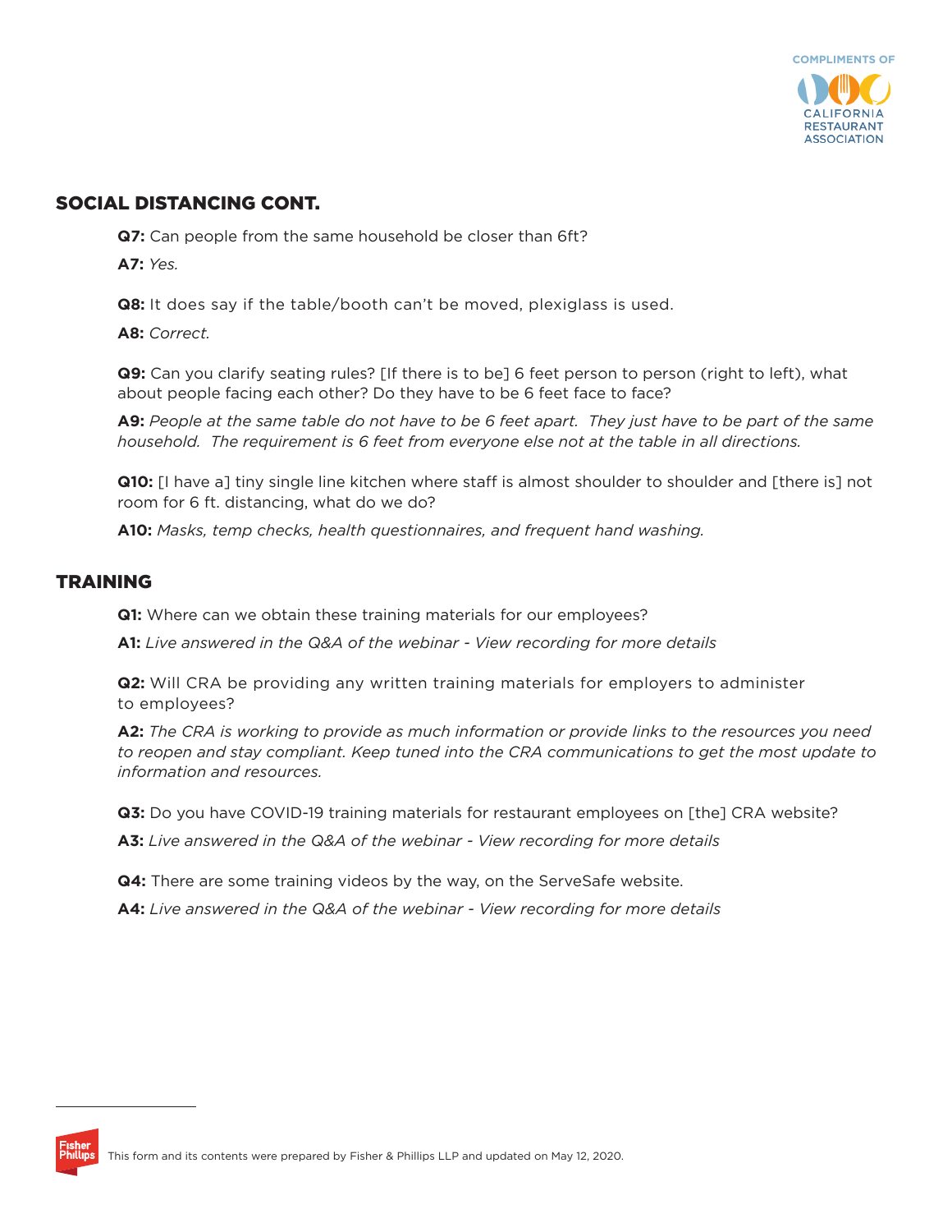## SOCIAL DISTANCING CONT.

**Q7:** Can people from the same household be closer than 6ft?

**A7:** *Yes.*

**Q8:** It does say if the table/booth can't be moved, plexiglass is used.

**A8:** *Correct.*

**Q9:** Can you clarify seating rules? [If there is to be] 6 feet person to person (right to left), what about people facing each other? Do they have to be 6 feet face to face?

**A9:** *People at the same table do not have to be 6 feet apart. They just have to be part of the same household. The requirement is 6 feet from everyone else not at the table in all directions.*

**Q10:** [I have a] tiny single line kitchen where staff is almost shoulder to shoulder and [there is] not room for 6 ft. distancing, what do we do?

**A10:** *Masks, temp checks, health questionnaires, and frequent hand washing.*

## TRAINING

**Q1:** Where can we obtain these training materials for our employees?

**A1:** *Live answered in the Q&A of the webinar - View recording for more details*

**Q2:** Will CRA be providing any written training materials for employers to administer to employees?

**A2:** *The CRA is working to provide as much information or provide links to the resources you need to reopen and stay compliant. Keep tuned into the CRA communications to get the most update to information and resources.*

**Q3:** Do you have COVID-19 training materials for restaurant employees on [the] CRA website?

**A3:** *Live answered in the Q&A of the webinar - View recording for more details*

**Q4:** There are some training videos by the way, on the ServeSafe website.

**A4:** *Live answered in the Q&A of the webinar - View recording for more details*